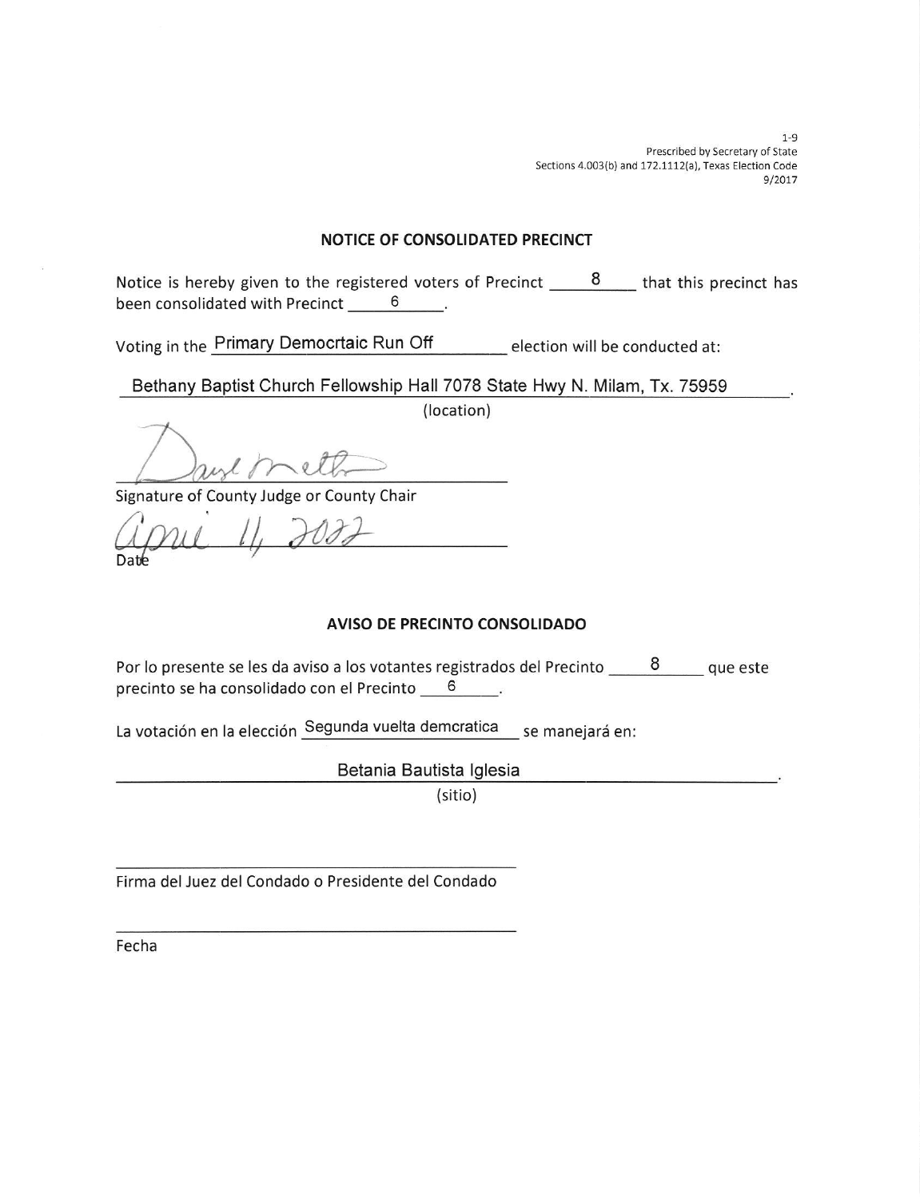1-9
Prescribed by Secretary of State
Sections 4.003(b) and 172.1112(a), Texas Election Code
9/2017

## NOTICE OF CONSOLIDATED PRECINCT

Notice is hereby given to the registered voters of Precinct 8 that this precinct has been consolidated with Precinct 6.

Voting in the Primary Democrtaic Run Off election will be conducted at:

Bethany Baptist Church Fellowship Hall 7078 State Hwy N. Milam, Tx. 75959.
(location)

[Signature]
Signature of County Judge or County Chair

April 11, 2022
Date

## AVISO DE PRECINTO CONSOLIDADO

Por lo presente se les da aviso a los votantes registrados del Precinto 8 que este precinto se ha consolidado con el Precinto 6.

La votación en la elección Segunda vuelta demcratica se manejará en:

Betania Bautista Iglesia.
(sitio)

Firma del Juez del Condado o Presidente del Condado

Fecha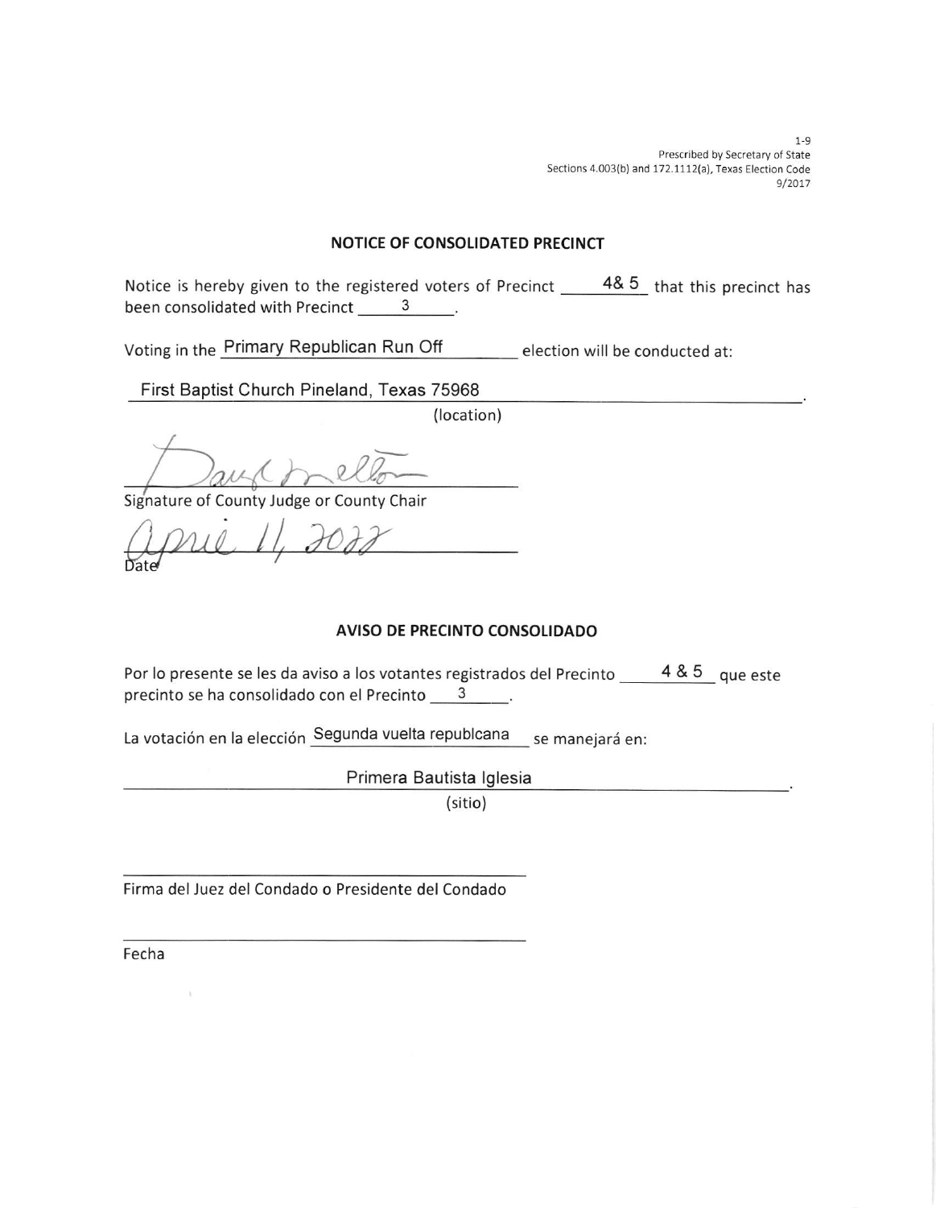1-9
Prescribed by Secretary of State
Sections 4.003(b) and 172.1112(a), Texas Election Code
9/2017

## NOTICE OF CONSOLIDATED PRECINCT

Notice is hereby given to the registered voters of Precinct 4& 5 that this precinct has been consolidated with Precinct 3.

Voting in the Primary Republican Run Off election will be conducted at:

First Baptist Church Pineland, Texas 75968
(location)

[Signature]
Signature of County Judge or County Chair

April 11, 2022
Date

## AVISO DE PRECINTO CONSOLIDADO

Por lo presente se les da aviso a los votantes registrados del Precinto 4 & 5 que este precinto se ha consolidado con el Precinto 3.

La votación en la elección Segunda vuelta republcana se manejará en:

Primera Bautista Iglesia
(sitio)

Firma del Juez del Condado o Presidente del Condado

Fecha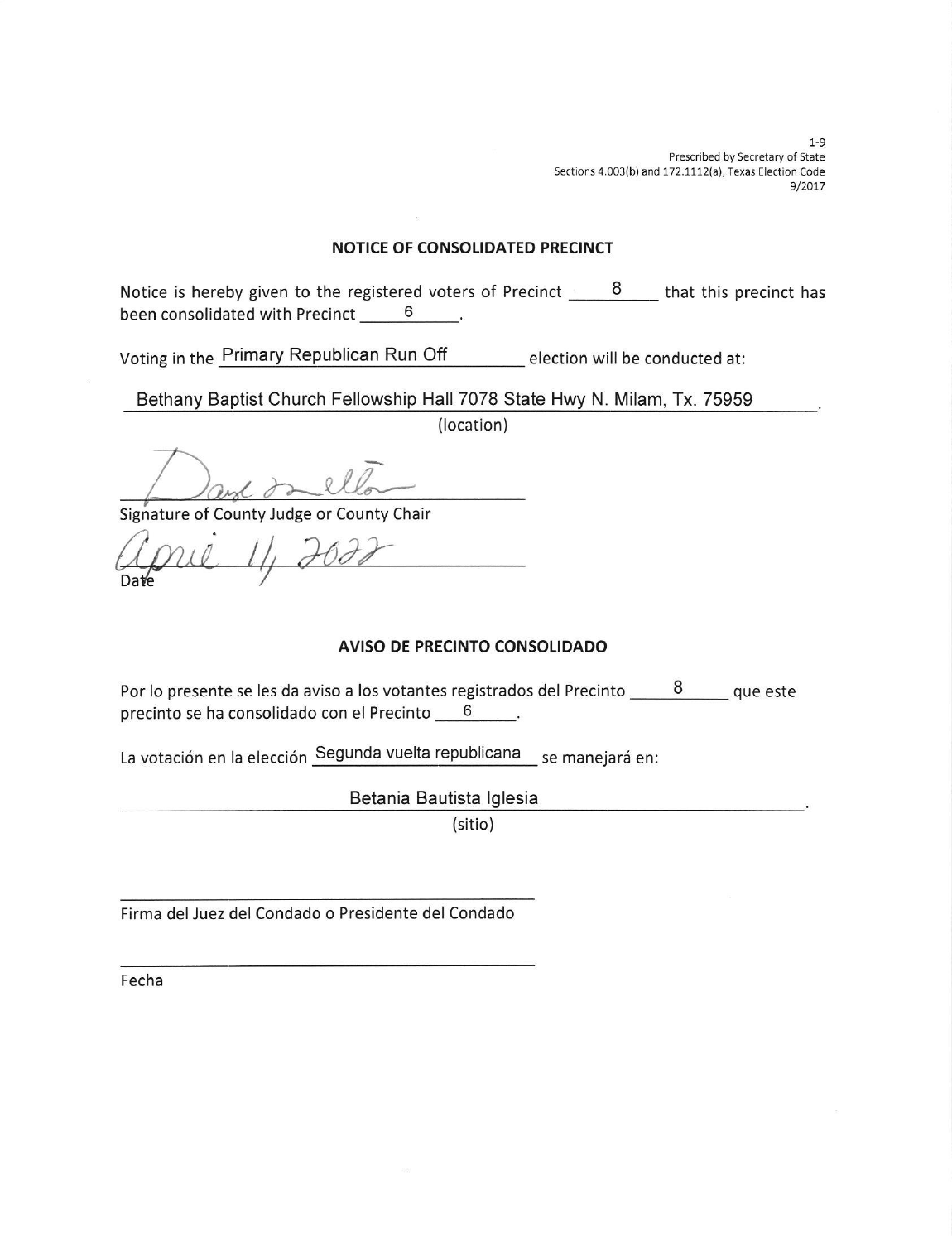1-9
Prescribed by Secretary of State
Sections 4.003(b) and 172.1112(a), Texas Election Code
9/2017

## NOTICE OF CONSOLIDATED PRECINCT

Notice is hereby given to the registered voters of Precinct 8 that this precinct has been consolidated with Precinct 6.

Voting in the Primary Republican Run Off election will be conducted at:

Bethany Baptist Church Fellowship Hall 7078 State Hwy N. Milam, Tx. 75959.

(location)

Signature of County Judge or County Chair

April 11, 2022

Date

## AVISO DE PRECINTO CONSOLIDADO

Por lo presente se les da aviso a los votantes registrados del Precinto 8 que este precinto se ha consolidado con el Precinto 6.

La votación en la elección Segunda vuelta republicana se manejará en:

Betania Bautista Iglesia.

(sitio)

Firma del Juez del Condado o Presidente del Condado

Fecha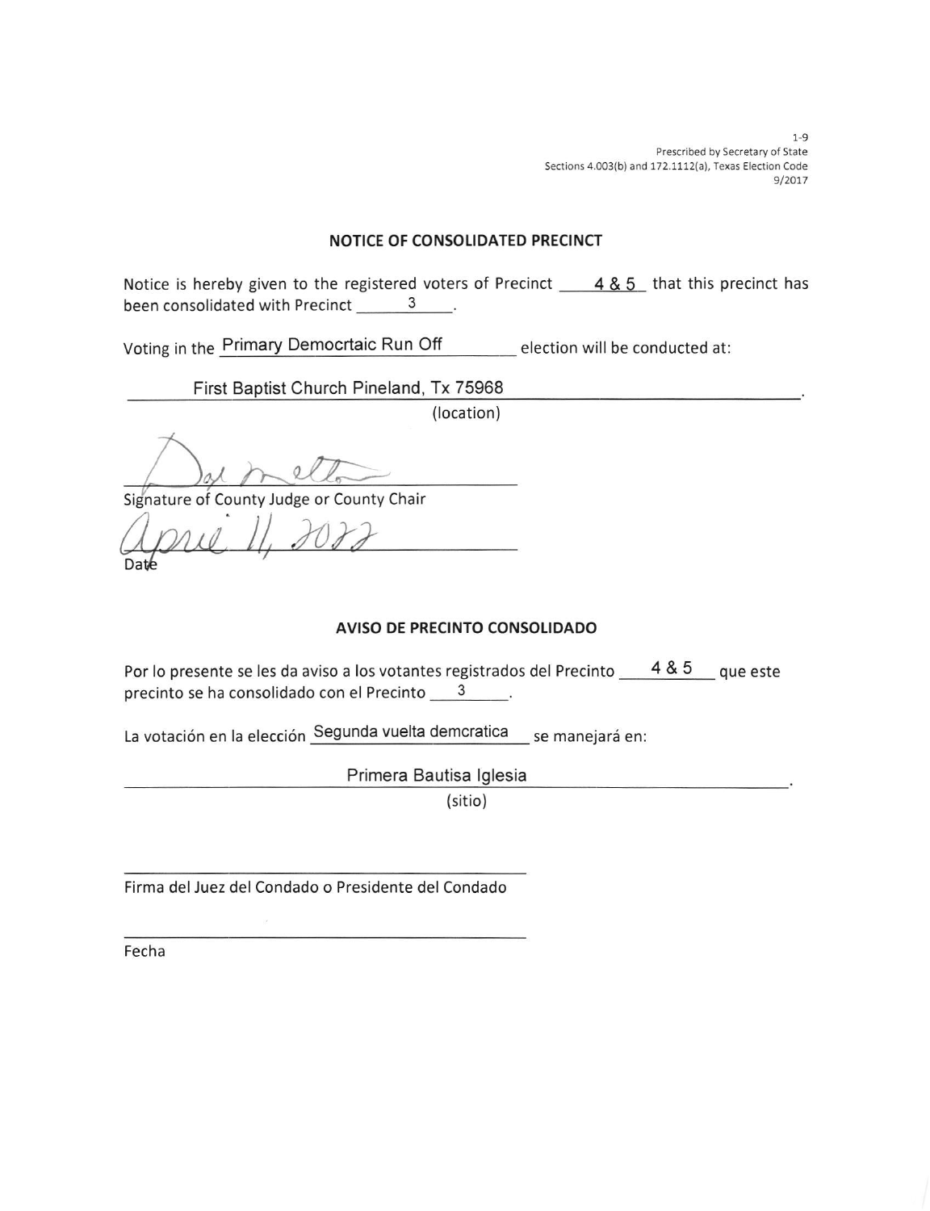1-9
Prescribed by Secretary of State
Sections 4.003(b) and 172.1112(a), Texas Election Code
9/2017

## NOTICE OF CONSOLIDATED PRECINCT

Notice is hereby given to the registered voters of Precinct 4 & 5 that this precinct has been consolidated with Precinct 3.

Voting in the Primary Democrtaic Run Off election will be conducted at:

First Baptist Church Pineland, Tx 75968.

(location)

Signature of County Judge or County Chair

April 11, 2022

Date

## AVISO DE PRECINTO CONSOLIDADO

Por lo presente se les da aviso a los votantes registrados del Precinto 4 & 5 que este precinto se ha consolidado con el Precinto 3.

La votación en la elección Segunda vuelta demcratica se manejará en:

Primera Bautisa Iglesia.

(sitio)

Firma del Juez del Condado o Presidente del Condado

Fecha